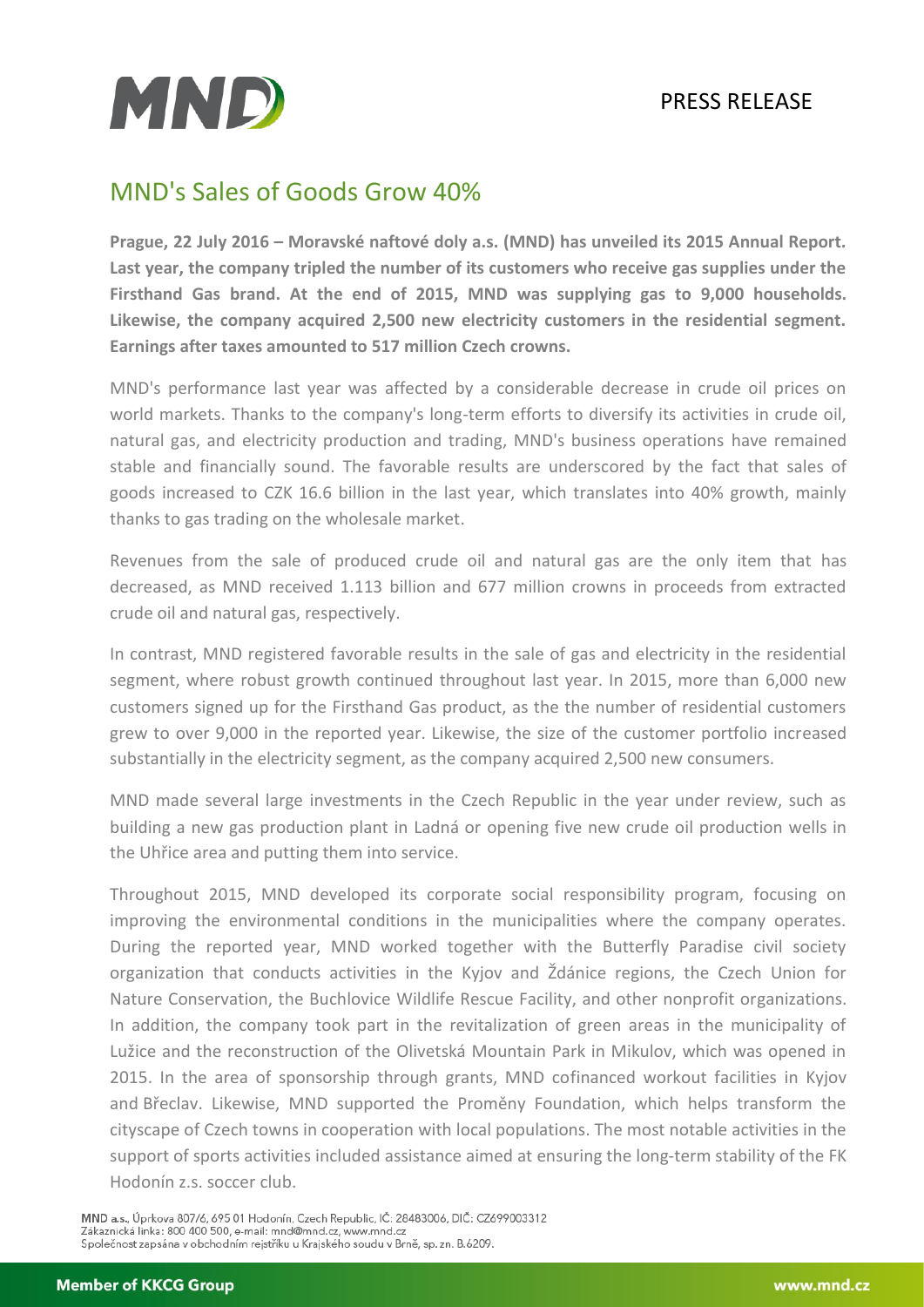PRESS RELEASE

# MND's Sales of Goods Grow 40%

**Prague, 22 July 2016 – Moravské naftové doly a.s. (MND) has unveiled its 2015 Annual Report. Last year, the company tripled the number of its customers who receive gas supplies under the Firsthand Gas brand. At the end of 2015, MND was supplying gas to 9,000 households. Likewise, the company acquired 2,500 new electricity customers in the residential segment. Earnings after taxes amounted to 517 million Czech crowns.**

MND's performance last year was affected by a considerable decrease in crude oil prices on world markets. Thanks to the company's long-term efforts to diversify its activities in crude oil, natural gas, and electricity production and trading, MND's business operations have remained stable and financially sound. The favorable results are underscored by the fact that sales of goods increased to CZK 16.6 billion in the last year, which translates into 40% growth, mainly thanks to gas trading on the wholesale market.

Revenues from the sale of produced crude oil and natural gas are the only item that has decreased, as MND received 1.113 billion and 677 million crowns in proceeds from extracted crude oil and natural gas, respectively.

In contrast, MND registered favorable results in the sale of gas and electricity in the residential segment, where robust growth continued throughout last year. In 2015, more than 6,000 new customers signed up for the Firsthand Gas product, as the the number of residential customers grew to over 9,000 in the reported year. Likewise, the size of the customer portfolio increased substantially in the electricity segment, as the company acquired 2,500 new consumers.

MND made several large investments in the Czech Republic in the year under review, such as building a new gas production plant in Ladná or opening five new crude oil production wells in the Uhřice area and putting them into service.

Throughout 2015, MND developed its corporate social responsibility program, focusing on improving the environmental conditions in the municipalities where the company operates. During the reported year, MND worked together with the Butterfly Paradise civil society organization that conducts activities in the Kyjov and Ždánice regions, the Czech Union for Nature Conservation, the Buchlovice Wildlife Rescue Facility, and other nonprofit organizations. In addition, the company took part in the revitalization of green areas in the municipality of Lužice and the reconstruction of the Olivetská Mountain Park in Mikulov, which was opened in 2015. In the area of sponsorship through grants, MND cofinanced workout facilities in Kyjov and Břeclav. Likewise, MND supported the Proměny Foundation, which helps transform the cityscape of Czech towns in cooperation with local populations. The most notable activities in the support of sports activities included assistance aimed at ensuring the long-term stability of the FK Hodonín z.s. soccer club.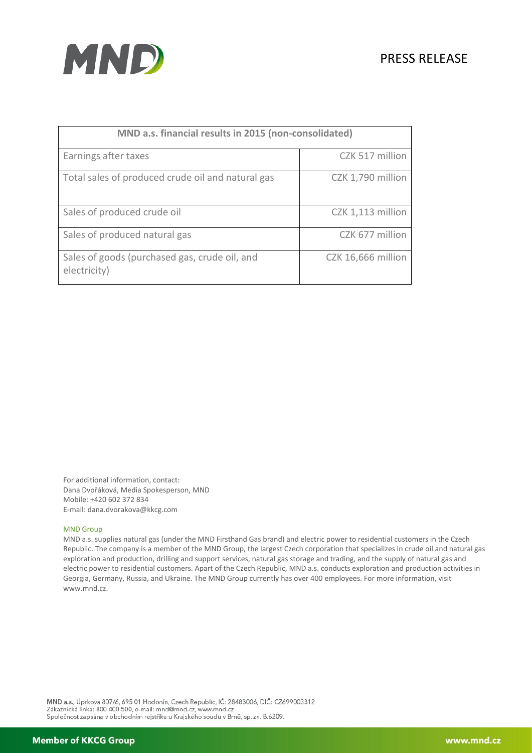| MND a.s. financial results in 2015 (non-consolidated) | |
|---|---|
| Earnings after taxes | CZK 517 million |
| Total sales of produced crude oil and natural gas | CZK 1,790 million |
| Sales of produced crude oil | CZK 1,113 million |
| Sales of produced natural gas | CZK 677 million |
| Sales of goods (purchased gas, crude oil, and electricity) | CZK 16,666 million |

For additional information, contact:
Dana Dvořáková, Media Spokesperson, MND
Mobile: +420 602 372 834
E-mail: dana.dvorakova@kkcg.com

MND Group

MND a.s. supplies natural gas (under the MND Firsthand Gas brand) and electric power to residential customers in the Czech Republic. The company is a member of the MND Group, the largest Czech corporation that specializes in crude oil and natural gas exploration and production, drilling and support services, natural gas storage and trading, and the supply of natural gas and electric power to residential customers. Apart of the Czech Republic, MND a.s. conducts exploration and production activities in Georgia, Germany, Russia, and Ukraine. The MND Group currently has over 400 employees. For more information, visit www.mnd.cz.

MND a.s., Úprkova 807/6, 695 01 Hodonín, Czech Republic, IČ: 28483006, DIČ: CZ699003312
Zákaznická linka: 800 400 500, e-mail: mnd@mnd.cz, www.mnd.cz
Společnost zapsána v obchodním rejstříku u Krajského soudu v Brně, sp. zn. B.6209.

Member of KKCG Group www.mnd.cz